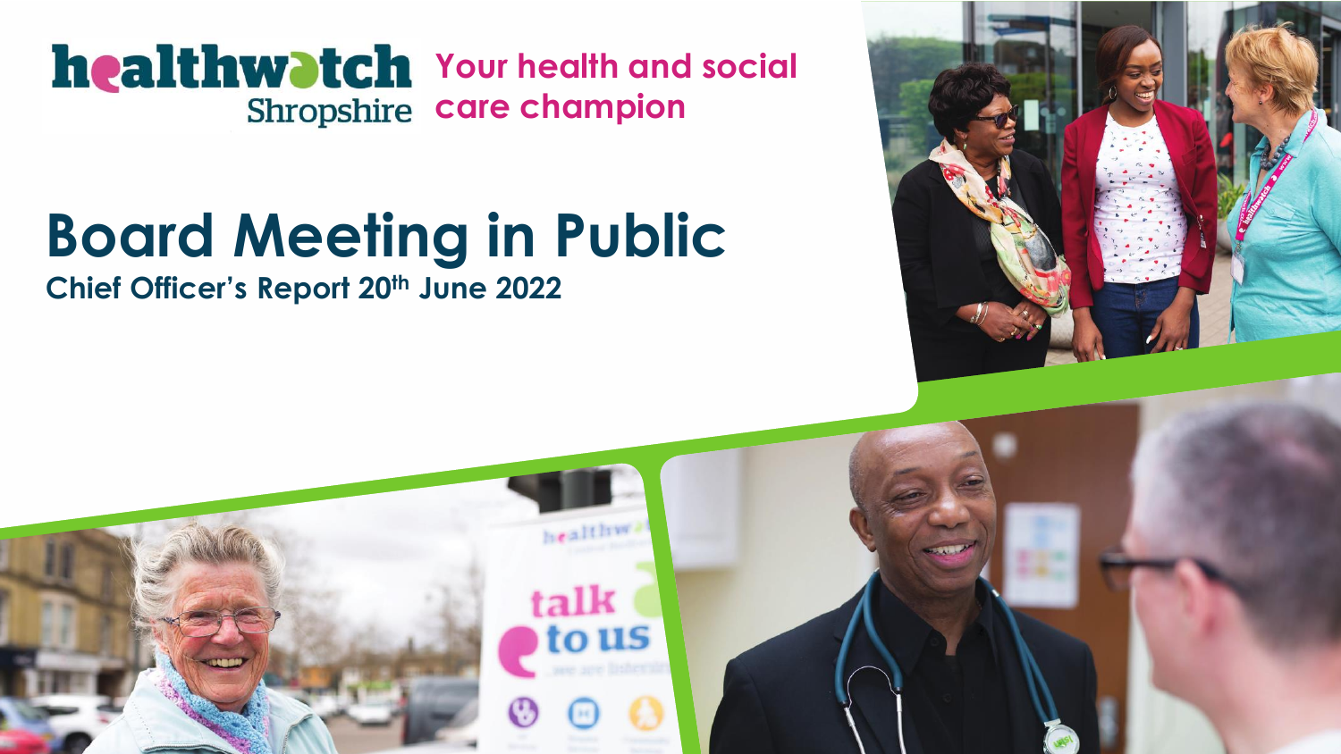healthwatch Shropshire

Your health and social care champion

# Board Meeting in Public

**Chief Officer's Report 20th June 2022**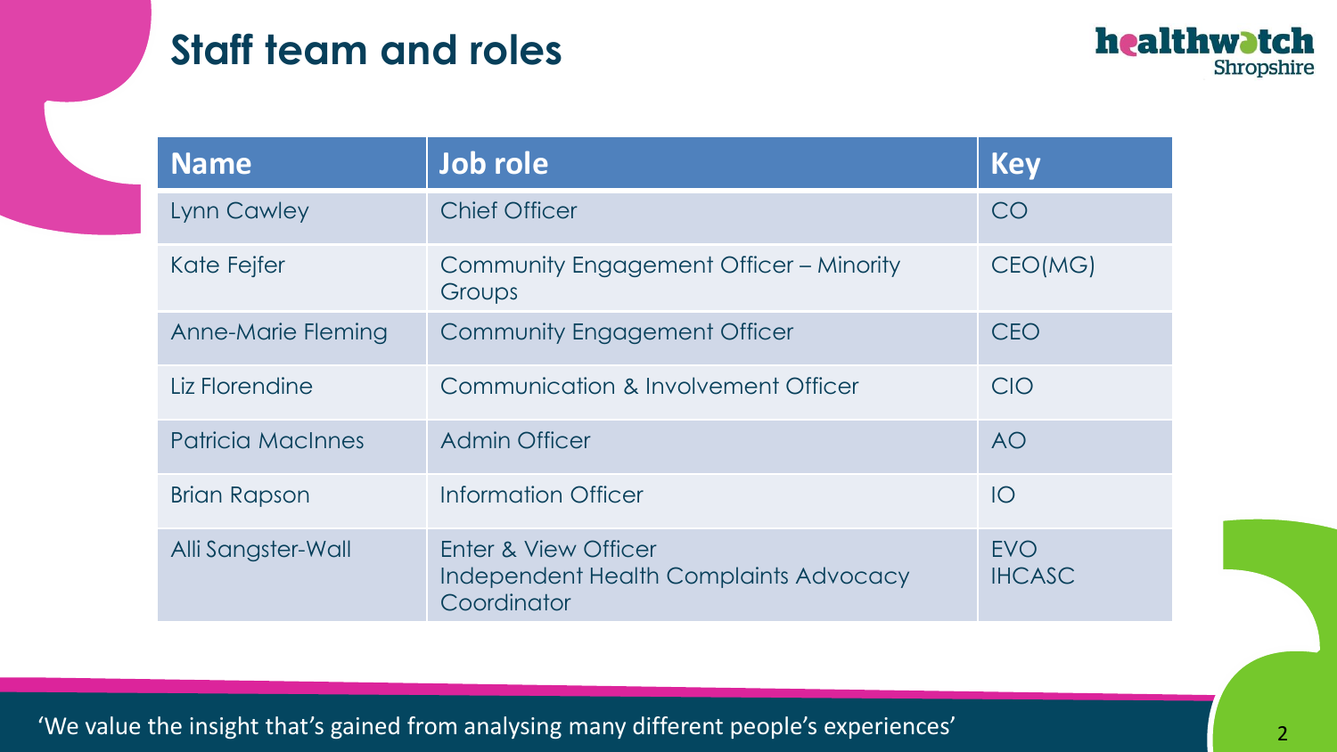# Staff team and roles

| Name | Job role | Key |
|---|---|---|
| Lynn Cawley | Chief Officer | CO |
| Kate Fejfer | Community Engagement Officer – Minority Groups | CEO(MG) |
| Anne-Marie Fleming | Community Engagement Officer | CEO |
| Liz Florendine | Communication & Involvement Officer | CIO |
| Patricia MacInnes | Admin Officer | AO |
| Brian Rapson | Information Officer | IO |
| Alli Sangster-Wall | Enter & View Officer<br>Independent Health Complaints Advocacy Coordinator | EVO<br>IHCASC |

'We value the insight that's gained from analysing many different people's experiences'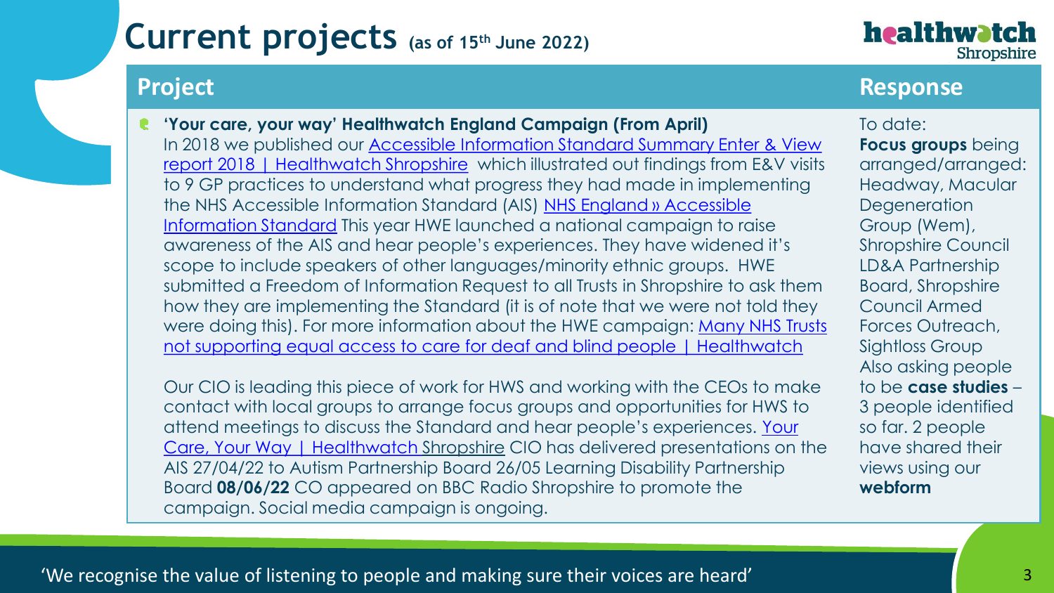# Current projects (as of 15th June 2022)

| Project | Response |
| --- | --- |
| **'Your care, your way' Healthwatch England Campaign (From April)**<br>In 2018 we published our Accessible Information Standard Summary Enter & View report 2018 \| Healthwatch Shropshire which illustrated out findings from E&V visits to 9 GP practices to understand what progress they had made in implementing the NHS Accessible Information Standard (AIS) NHS England » Accessible Information Standard This year HWE launched a national campaign to raise awareness of the AIS and hear people's experiences. They have widened it's scope to include speakers of other languages/minority ethnic groups. HWE submitted a Freedom of Information Request to all Trusts in Shropshire to ask them how they are implementing the Standard (it is of note that we were not told they were doing this). For more information about the HWE campaign: Many NHS Trusts not supporting equal access to care for deaf and blind people \| Healthwatch<br><br>Our CIO is leading this piece of work for HWS and working with the CEOs to make contact with local groups to arrange focus groups and opportunities for HWS to attend meetings to discuss the Standard and hear people's experiences. Your Care, Your Way \| Healthwatch Shropshire CIO has delivered presentations on the AIS 27/04/22 to Autism Partnership Board 26/05 Learning Disability Partnership Board **08/06/22** CO appeared on BBC Radio Shropshire to promote the campaign. Social media campaign is ongoing. | To date:<br>**Focus groups** being arranged/arranged: Headway, Macular Degeneration Group (Wem), Shropshire Council LD&A Partnership Board, Shropshire Council Armed Forces Outreach, Sightloss Group<br>Also asking people to be **case studies** – 3 people identified so far. 2 people have shared their views using our **webform** |

'We recognise the value of listening to people and making sure their voices are heard'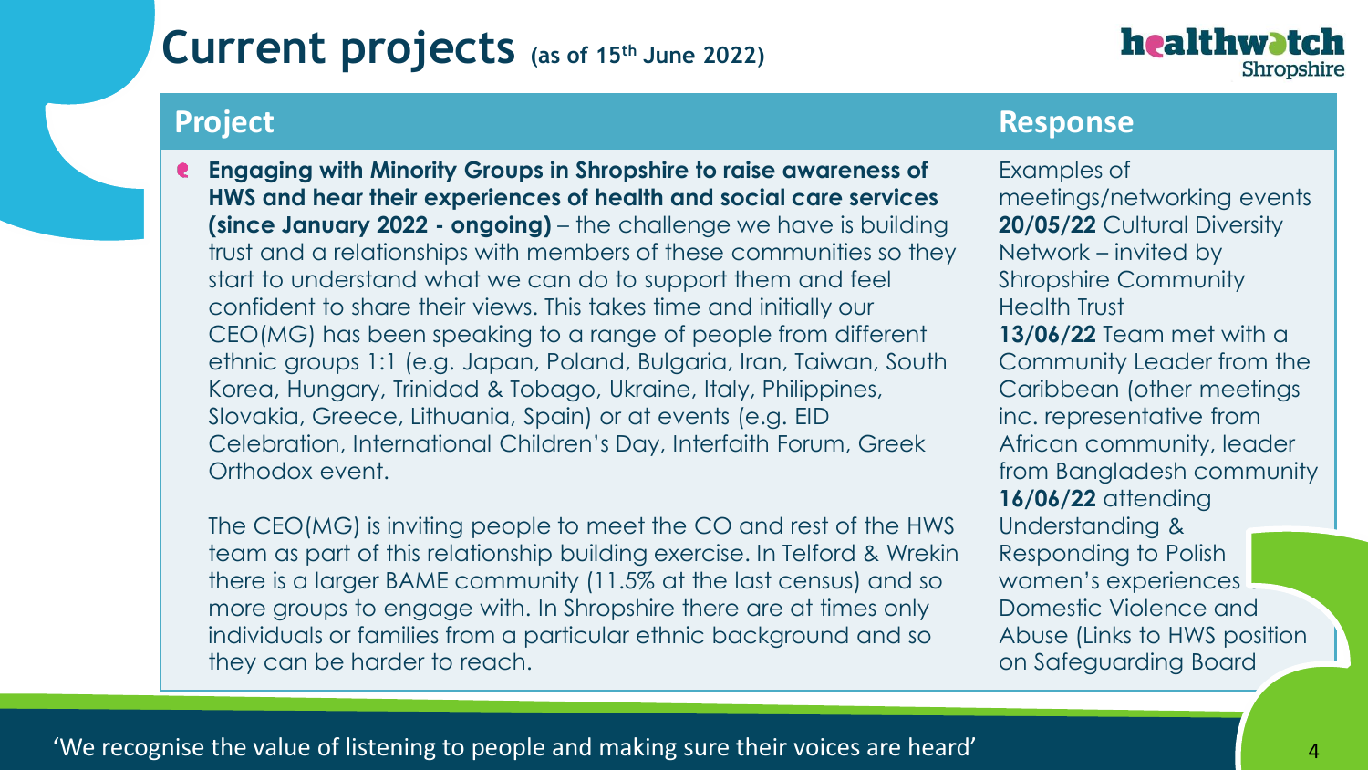# Current projects (as of 15th June 2022)

| Project | Response |
| --- | --- |
| **Engaging with Minority Groups in Shropshire to raise awareness of HWS and hear their experiences of health and social care services (since January 2022 - ongoing)** – the challenge we have is building trust and a relationships with members of these communities so they start to understand what we can do to support them and feel confident to share their views. This takes time and initially our CEO(MG) has been speaking to a range of people from different ethnic groups 1:1 (e.g. Japan, Poland, Bulgaria, Iran, Taiwan, South Korea, Hungary, Trinidad & Tobago, Ukraine, Italy, Philippines, Slovakia, Greece, Lithuania, Spain) or at events (e.g. EID Celebration, International Children's Day, Interfaith Forum, Greek Orthodox event.<br><br>The CEO(MG) is inviting people to meet the CO and rest of the HWS team as part of this relationship building exercise. In Telford & Wrekin there is a larger BAME community (11.5% at the last census) and so more groups to engage with. In Shropshire there are at times only individuals or families from a particular ethnic background and so they can be harder to reach. | Examples of meetings/networking events<br>**20/05/22** Cultural Diversity Network – invited by Shropshire Community Health Trust<br>**13/06/22** Team met with a Community Leader from the Caribbean (other meetings inc. representative from African community, leader from Bangladesh community<br>**16/06/22** attending Understanding & Responding to Polish women's experiences Domestic Violence and Abuse (Links to HWS position on Safeguarding Board |

'We recognise the value of listening to people and making sure their voices are heard'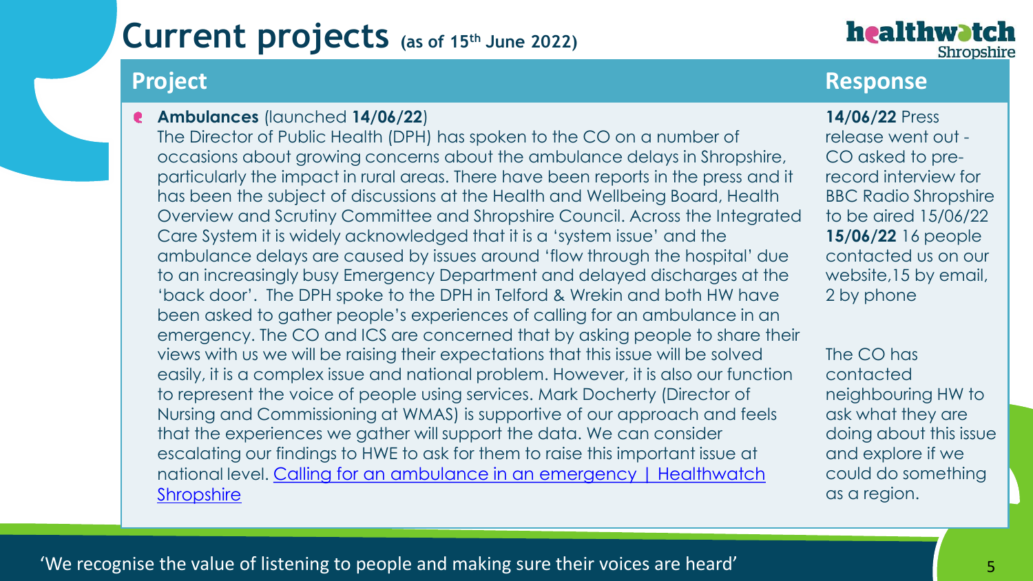# Current projects (as of 15th June 2022)

| Project | Response |
| --- | --- |
| **Ambulances** (launched **14/06/22**)<br>The Director of Public Health (DPH) has spoken to the CO on a number of occasions about growing concerns about the ambulance delays in Shropshire, particularly the impact in rural areas. There have been reports in the press and it has been the subject of discussions at the Health and Wellbeing Board, Health Overview and Scrutiny Committee and Shropshire Council. Across the Integrated Care System it is widely acknowledged that it is a 'system issue' and the ambulance delays are caused by issues around 'flow through the hospital' due to an increasingly busy Emergency Department and delayed discharges at the 'back door'. The DPH spoke to the DPH in Telford & Wrekin and both HW have been asked to gather people's experiences of calling for an ambulance in an emergency. The CO and ICS are concerned that by asking people to share their views with us we will be raising their expectations that this issue will be solved easily, it is a complex issue and national problem. However, it is also our function to represent the voice of people using services. Mark Docherty (Director of Nursing and Commissioning at WMAS) is supportive of our approach and feels that the experiences we gather will support the data. We can consider escalating our findings to HWE to ask for them to raise this important issue at national level. Calling for an ambulance in an emergency \| Healthwatch Shropshire | **14/06/22** Press release went out - CO asked to pre-record interview for BBC Radio Shropshire to be aired 15/06/22<br>**15/06/22** 16 people contacted us on our website,15 by email, 2 by phone<br><br>The CO has contacted neighbouring HW to ask what they are doing about this issue and explore if we could do something as a region. |

'We recognise the value of listening to people and making sure their voices are heard'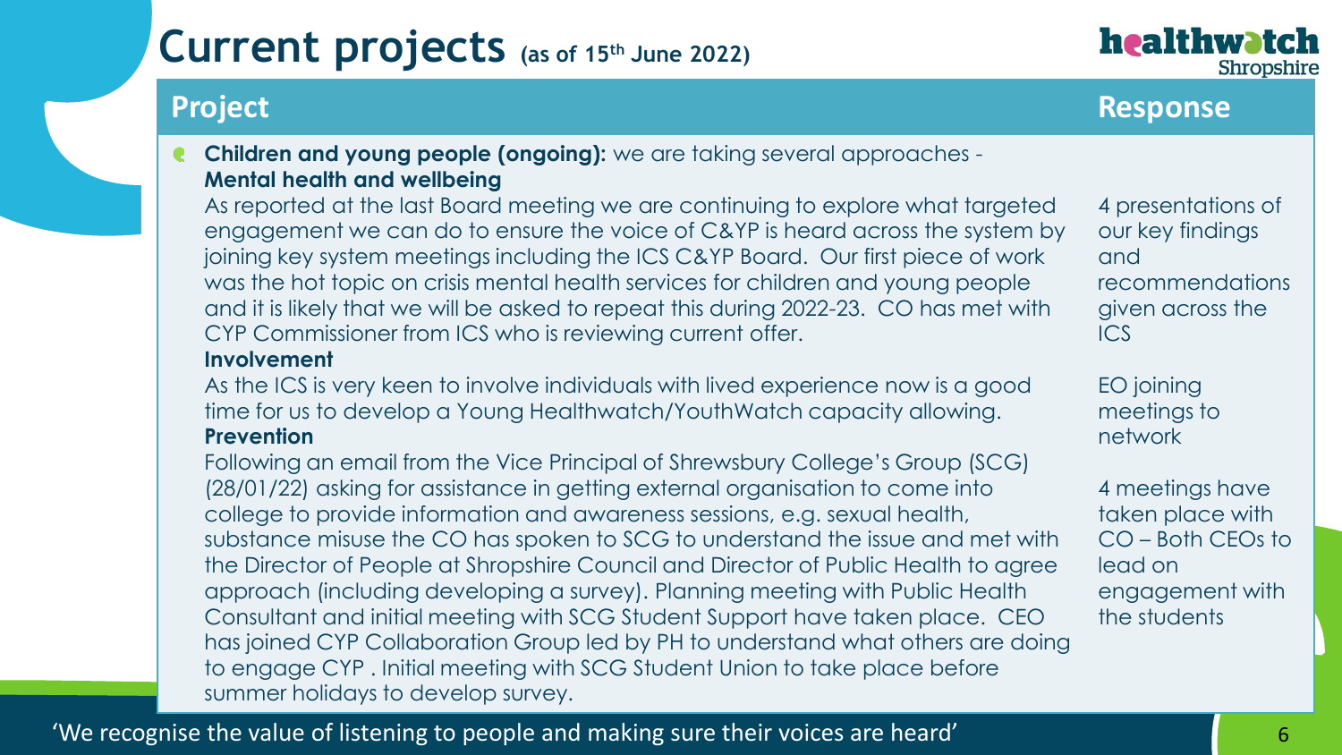# Current projects (as of 15th June 2022)

| Project | Response |
| --- | --- |
| **Children and young people (ongoing):** we are taking several approaches - | |
| **Mental health and wellbeing**<br>As reported at the last Board meeting we are continuing to explore what targeted engagement we can do to ensure the voice of C&YP is heard across the system by joining key system meetings including the ICS C&YP Board. Our first piece of work was the hot topic on crisis mental health services for children and young people and it is likely that we will be asked to repeat this during 2022-23. CO has met with CYP Commissioner from ICS who is reviewing current offer. | 4 presentations of our key findings and recommendations given across the ICS |
| **Involvement**<br>As the ICS is very keen to involve individuals with lived experience now is a good time for us to develop a Young Healthwatch/YouthWatch capacity allowing. | EO joining meetings to network |
| **Prevention**<br>Following an email from the Vice Principal of Shrewsbury College's Group (SCG) (28/01/22) asking for assistance in getting external organisation to come into college to provide information and awareness sessions, e.g. sexual health, substance misuse the CO has spoken to SCG to understand the issue and met with the Director of People at Shropshire Council and Director of Public Health to agree approach (including developing a survey). Planning meeting with Public Health Consultant and initial meeting with SCG Student Support have taken place. CEO has joined CYP Collaboration Group led by PH to understand what others are doing to engage CYP . Initial meeting with SCG Student Union to take place before summer holidays to develop survey. | 4 meetings have taken place with CO – Both CEOs to lead on engagement with the students |

'We recognise the value of listening to people and making sure their voices are heard'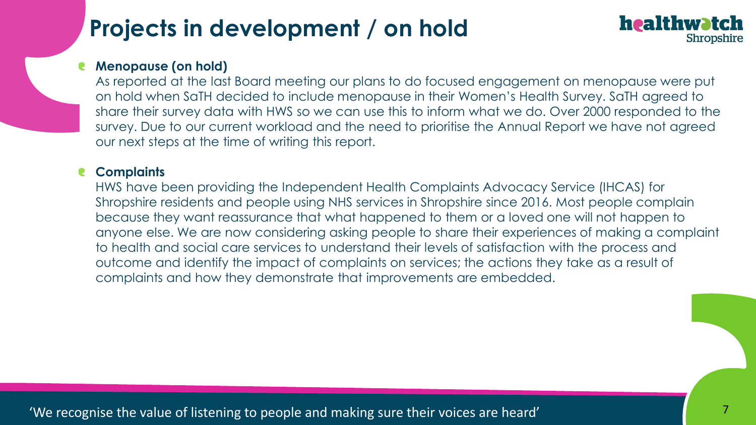# Projects in development / on hold

- **Menopause (on hold)**
  As reported at the last Board meeting our plans to do focused engagement on menopause were put on hold when SaTH decided to include menopause in their Women's Health Survey. SaTH agreed to share their survey data with HWS so we can use this to inform what we do. Over 2000 responded to the survey. Due to our current workload and the need to prioritise the Annual Report we have not agreed our next steps at the time of writing this report.

- **Complaints**
  HWS have been providing the Independent Health Complaints Advocacy Service (IHCAS) for Shropshire residents and people using NHS services in Shropshire since 2016. Most people complain because they want reassurance that what happened to them or a loved one will not happen to anyone else. We are now considering asking people to share their experiences of making a complaint to health and social care services to understand their levels of satisfaction with the process and outcome and identify the impact of complaints on services; the actions they take as a result of complaints and how they demonstrate that improvements are embedded.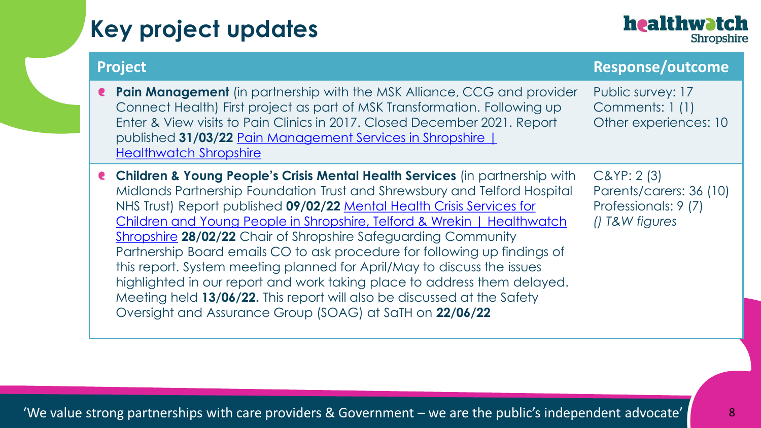# Key project updates

| Project | Response/outcome |
|---|---|
| **Pain Management** (in partnership with the MSK Alliance, CCG and provider Connect Health) First project as part of MSK Transformation. Following up Enter & View visits to Pain Clinics in 2017. Closed December 2021. Report published **31/03/22** [Pain Management Services in Shropshire \| Healthwatch Shropshire] | Public survey: 17<br>Comments: 1 (1)<br>Other experiences: 10 |
| **Children & Young People's Crisis Mental Health Services** (in partnership with Midlands Partnership Foundation Trust and Shrewsbury and Telford Hospital NHS Trust) Report published **09/02/22** [Mental Health Crisis Services for Children and Young People in Shropshire, Telford & Wrekin \| Healthwatch Shropshire] **28/02/22** Chair of Shropshire Safeguarding Community Partnership Board emails CO to ask procedure for following up findings of this report. System meeting planned for April/May to discuss the issues highlighted in our report and work taking place to address them delayed. Meeting held **13/06/22.** This report will also be discussed at the Safety Oversight and Assurance Group (SOAG) at SaTH on **22/06/22** | C&YP: 2 (3)<br>Parents/carers: 36 (10)<br>Professionals: 9 (7)<br>*() T&W figures* |

'We value strong partnerships with care providers & Government – we are the public's independent advocate'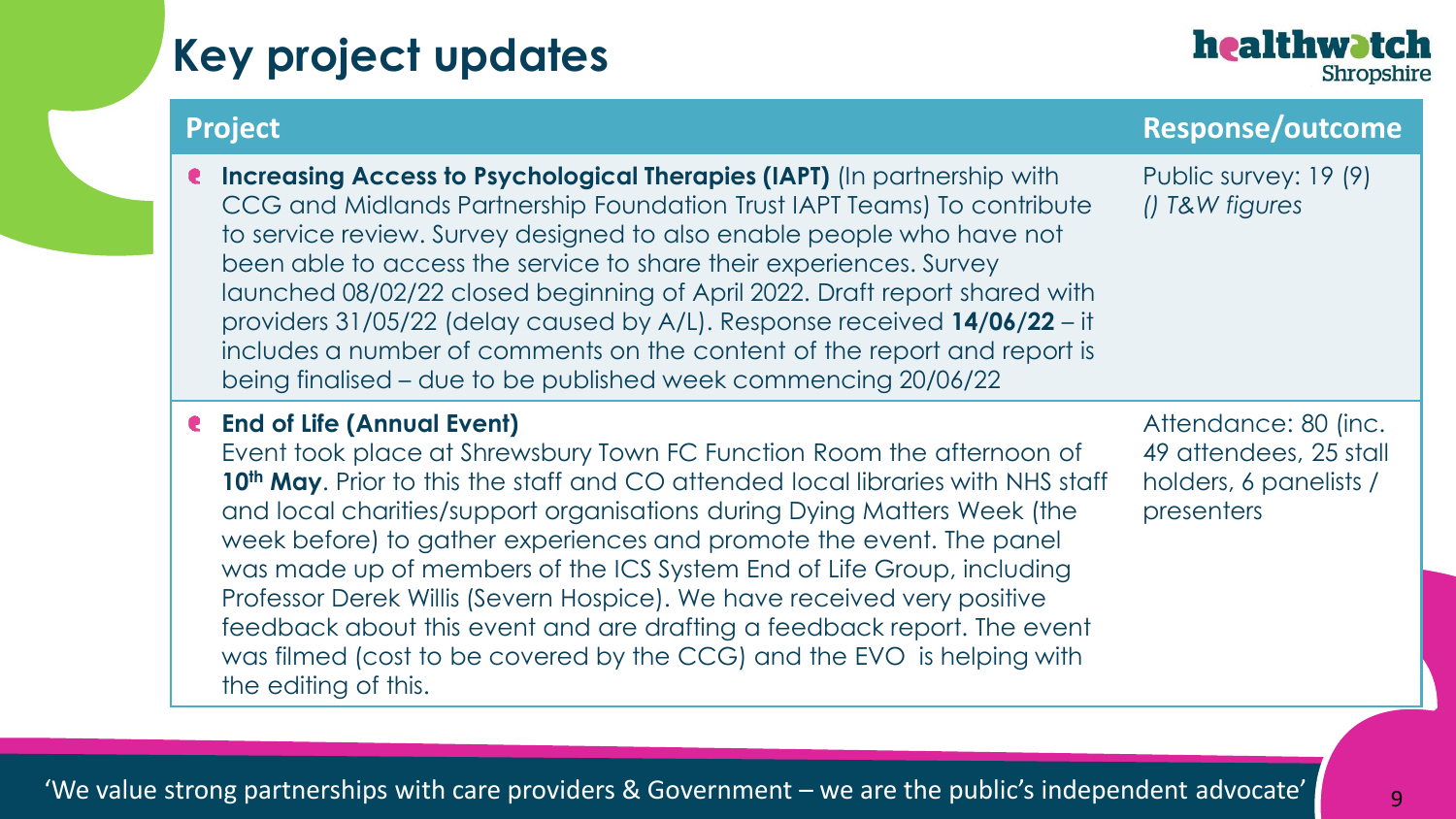# Key project updates

| Project | Response/outcome |
| --- | --- |
| **Increasing Access to Psychological Therapies (IAPT)** (In partnership with CCG and Midlands Partnership Foundation Trust IAPT Teams) To contribute to service review. Survey designed to also enable people who have not been able to access the service to share their experiences. Survey launched 08/02/22 closed beginning of April 2022. Draft report shared with providers 31/05/22 (delay caused by A/L). Response received **14/06/22** – it includes a number of comments on the content of the report and report is being finalised – due to be published week commencing 20/06/22 | Public survey: 19 (9) *() T&W figures* |
| **End of Life (Annual Event)** Event took place at Shrewsbury Town FC Function Room the afternoon of **10th May**. Prior to this the staff and CO attended local libraries with NHS staff and local charities/support organisations during Dying Matters Week (the week before) to gather experiences and promote the event. The panel was made up of members of the ICS System End of Life Group, including Professor Derek Willis (Severn Hospice). We have received very positive feedback about this event and are drafting a feedback report. The event was filmed (cost to be covered by the CCG) and the EVO is helping with the editing of this. | Attendance: 80 (inc. 49 attendees, 25 stall holders, 6 panelists / presenters |

'We value strong partnerships with care providers & Government – we are the public's independent advocate'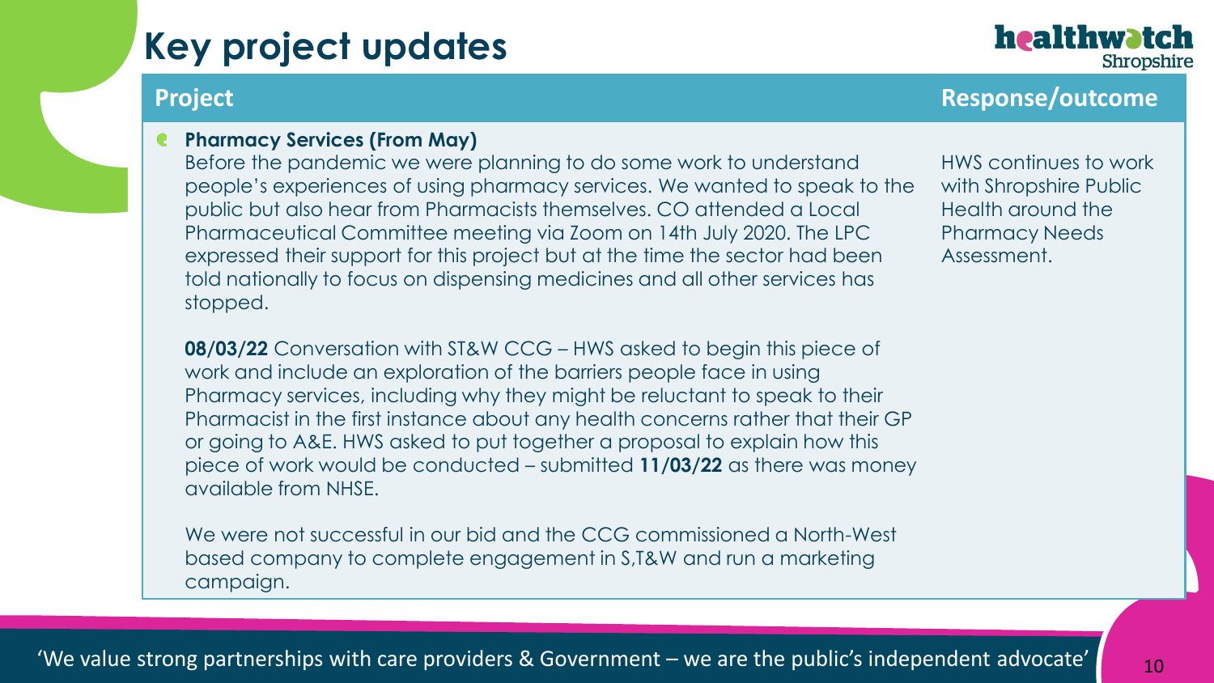# Key project updates

| Project | Response/outcome |
| --- | --- |
| **Pharmacy Services (From May)**<br>Before the pandemic we were planning to do some work to understand people's experiences of using pharmacy services. We wanted to speak to the public but also hear from Pharmacists themselves. CO attended a Local Pharmaceutical Committee meeting via Zoom on 14th July 2020. The LPC expressed their support for this project but at the time the sector had been told nationally to focus on dispensing medicines and all other services has stopped.<br><br>**08/03/22** Conversation with ST&W CCG – HWS asked to begin this piece of work and include an exploration of the barriers people face in using Pharmacy services, including why they might be reluctant to speak to their Pharmacist in the first instance about any health concerns rather that their GP or going to A&E. HWS asked to put together a proposal to explain how this piece of work would be conducted – submitted **11/03/22** as there was money available from NHSE.<br><br>We were not successful in our bid and the CCG commissioned a North-West based company to complete engagement in S,T&W and run a marketing campaign. | HWS continues to work with Shropshire Public Health around the Pharmacy Needs Assessment. |

'We value strong partnerships with care providers & Government – we are the public's independent advocate'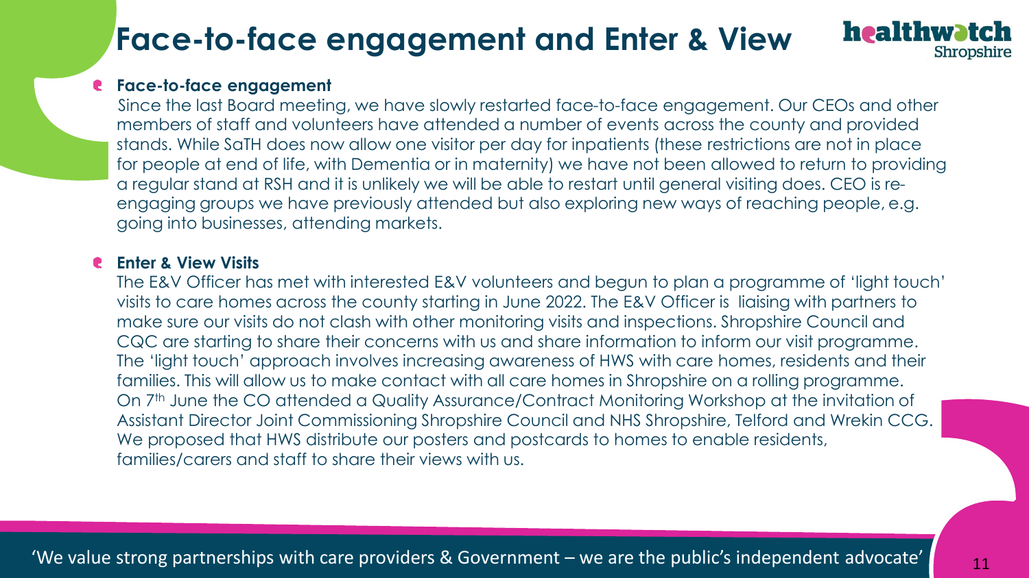# Face-to-face engagement and Enter & View

- **Face-to-face engagement**

  Since the last Board meeting, we have slowly restarted face-to-face engagement. Our CEOs and other members of staff and volunteers have attended a number of events across the county and provided stands. While SaTH does now allow one visitor per day for inpatients (these restrictions are not in place for people at end of life, with Dementia or in maternity) we have not been allowed to return to providing a regular stand at RSH and it is unlikely we will be able to restart until general visiting does. CEO is re-engaging groups we have previously attended but also exploring new ways of reaching people, e.g. going into businesses, attending markets.

- **Enter & View Visits**

  The E&V Officer has met with interested E&V volunteers and begun to plan a programme of 'light touch' visits to care homes across the county starting in June 2022. The E&V Officer is liaising with partners to make sure our visits do not clash with other monitoring visits and inspections. Shropshire Council and CQC are starting to share their concerns with us and share information to inform our visit programme. The 'light touch' approach involves increasing awareness of HWS with care homes, residents and their families. This will allow us to make contact with all care homes in Shropshire on a rolling programme. On 7th June the CO attended a Quality Assurance/Contract Monitoring Workshop at the invitation of Assistant Director Joint Commissioning Shropshire Council and NHS Shropshire, Telford and Wrekin CCG. We proposed that HWS distribute our posters and postcards to homes to enable residents, families/carers and staff to share their views with us.

'We value strong partnerships with care providers & Government – we are the public's independent advocate'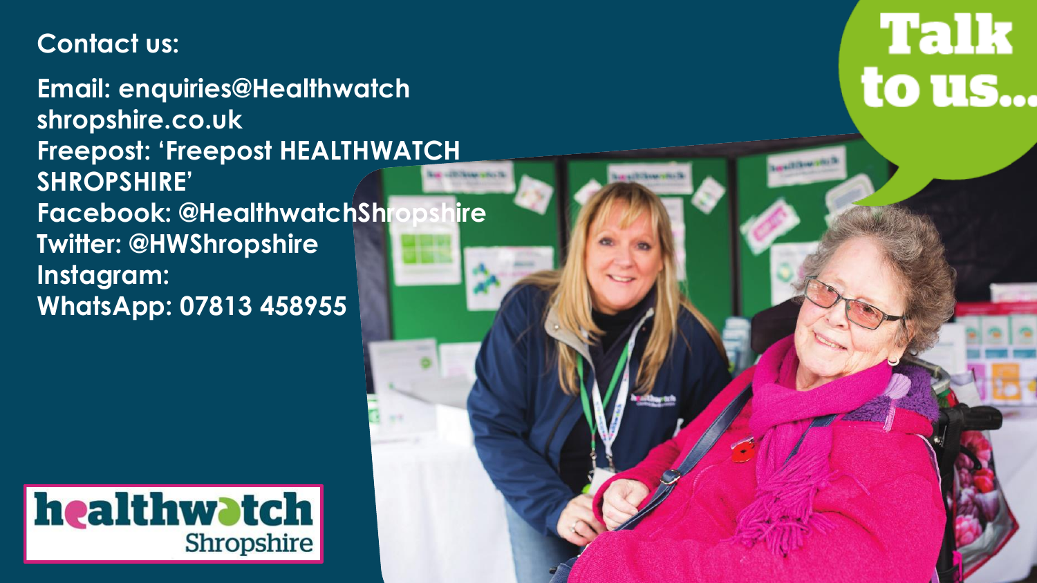**Contact us:**

**Email: enquiries@Healthwatch shropshire.co.uk**
**Freepost: 'Freepost HEALTHWATCH SHROPSHIRE'**
**Facebook: @HealthwatchShropshire**
**Twitter: @HWShropshire**
**Instagram:**
**WhatsApp: 07813 458955**

**Talk to us...**

healthwatch Shropshire